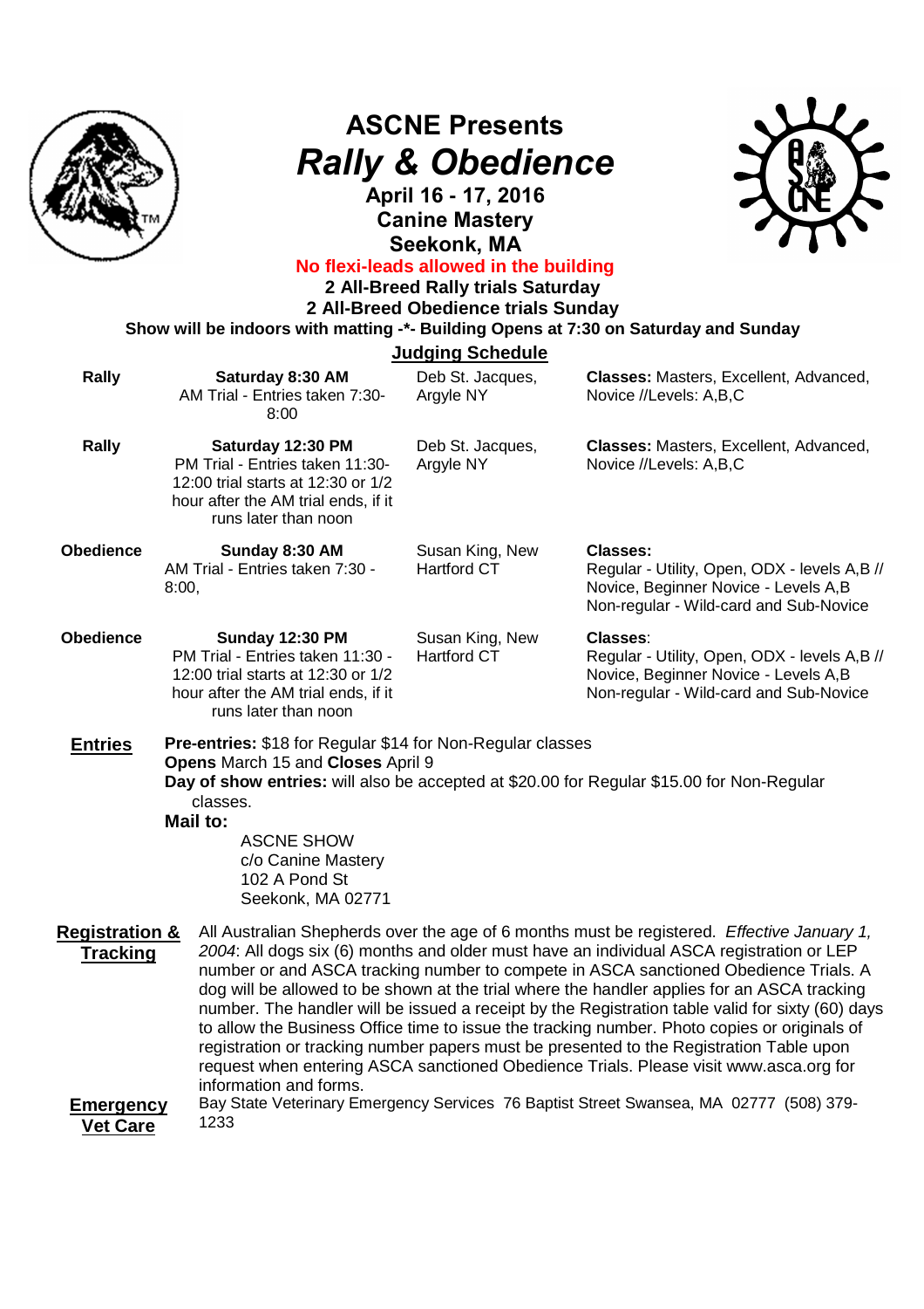# ASCNE Presents

# *Rally & Obedience*

## April 16 - 17, 2016
## Canine Mastery
## Seekonk, MA

**No flexi-leads allowed in the building**

**2 All-Breed Rally trials Saturday**

**2 All-Breed Obedience trials Sunday**

**Show will be indoors with matting -\*- Building Opens at 7:30 on Saturday and Sunday**

## Judging Schedule

| | | | |
|---|---|---|---|
| **Rally** | **Saturday 8:30 AM** AM Trial - Entries taken 7:30-8:00 | Deb St. Jacques, Argyle NY | **Classes:** Masters, Excellent, Advanced, Novice //Levels: A,B,C |
| **Rally** | **Saturday 12:30 PM** PM Trial - Entries taken 11:30-12:00 trial starts at 12:30 or 1/2 hour after the AM trial ends, if it runs later than noon | Deb St. Jacques, Argyle NY | **Classes:** Masters, Excellent, Advanced, Novice //Levels: A,B,C |
| **Obedience** | **Sunday 8:30 AM** AM Trial - Entries taken 7:30 - 8:00, | Susan King, New Hartford CT | **Classes:** Regular - Utility, Open, ODX - levels A,B // Novice, Beginner Novice - Levels A,B Non-regular - Wild-card and Sub-Novice |
| **Obedience** | **Sunday 12:30 PM** PM Trial - Entries taken 11:30 - 12:00 trial starts at 12:30 or 1/2 hour after the AM trial ends, if it runs later than noon | Susan King, New Hartford CT | **Classes**: Regular - Utility, Open, ODX - levels A,B // Novice, Beginner Novice - Levels A,B Non-regular - Wild-card and Sub-Novice |

**Entries**

**Pre-entries:** $18 for Regular $14 for Non-Regular classes
**Opens** March 15 and **Closes** April 9
**Day of show entries:** will also be accepted at $20.00 for Regular $15.00 for Non-Regular classes.
**Mail to:**

ASCNE SHOW
c/o Canine Mastery
102 A Pond St
Seekonk, MA 02771

**Registration & Tracking**

All Australian Shepherds over the age of 6 months must be registered. *Effective January 1, 2004*: All dogs six (6) months and older must have an individual ASCA registration or LEP number or and ASCA tracking number to compete in ASCA sanctioned Obedience Trials. A dog will be allowed to be shown at the trial where the handler applies for an ASCA tracking number. The handler will be issued a receipt by the Registration table valid for sixty (60) days to allow the Business Office time to issue the tracking number. Photo copies or originals of registration or tracking number papers must be presented to the Registration Table upon request when entering ASCA sanctioned Obedience Trials. Please visit www.asca.org for information and forms.

**Emergency Vet Care**

Bay State Veterinary Emergency Services 76 Baptist Street Swansea, MA 02777 (508) 379-1233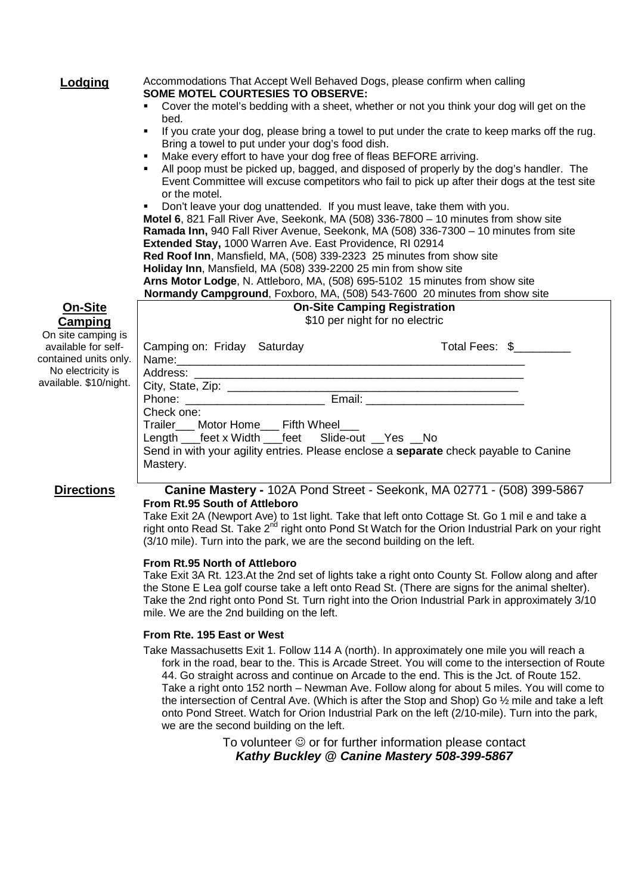## Lodging

Accommodations That Accept Well Behaved Dogs, please confirm when calling

**SOME MOTEL COURTESIES TO OBSERVE:**

- Cover the motel's bedding with a sheet, whether or not you think your dog will get on the bed.
- If you crate your dog, please bring a towel to put under the crate to keep marks off the rug. Bring a towel to put under your dog's food dish.
- Make every effort to have your dog free of fleas BEFORE arriving.
- All poop must be picked up, bagged, and disposed of properly by the dog's handler. The Event Committee will excuse competitors who fail to pick up after their dogs at the test site or the motel.
- Don't leave your dog unattended. If you must leave, take them with you.

**Motel 6**, 821 Fall River Ave, Seekonk, MA (508) 336-7800 – 10 minutes from show site
**Ramada Inn,** 940 Fall River Avenue, Seekonk, MA (508) 336-7300 – 10 minutes from site
**Extended Stay,** 1000 Warren Ave. East Providence, RI 02914
**Red Roof Inn**, Mansfield, MA, (508) 339-2323 25 minutes from show site
**Holiday Inn**, Mansfield, MA (508) 339-2200 25 min from show site
**Arns Motor Lodge**, N. Attleboro, MA, (508) 695-5102 15 minutes from show site
**Normandy Campground**, Foxboro, MA, (508) 543-7600 20 minutes from show site

## On-Site Camping

On site camping is available for self-contained units only. No electricity is available. $10/night.

**On-Site Camping Registration**
$10 per night for no electric

Camping on: Friday Saturday Total Fees: $_________
Name:_________________________________________________________
Address: _______________________________________________________
City, State, Zip: _________________________________________________
Phone: ______________________ Email: _________________________
Check one:
Trailer___ Motor Home___ Fifth Wheel___
Length ___feet x Width ___feet Slide-out __Yes __No
Send in with your agility entries. Please enclose a **separate** check payable to Canine Mastery.

## Directions

**Canine Mastery -** 102A Pond Street - Seekonk, MA 02771 - (508) 399-5867

**From Rt.95 South of Attleboro**

Take Exit 2A (Newport Ave) to 1st light. Take that left onto Cottage St. Go 1 mil e and take a right onto Read St. Take 2nd right onto Pond St Watch for the Orion Industrial Park on your right (3/10 mile). Turn into the park, we are the second building on the left.

**From Rt.95 North of Attleboro**

Take Exit 3A Rt. 123.At the 2nd set of lights take a right onto County St. Follow along and after the Stone E Lea golf course take a left onto Read St. (There are signs for the animal shelter). Take the 2nd right onto Pond St. Turn right into the Orion Industrial Park in approximately 3/10 mile. We are the 2nd building on the left.

**From Rte. 195 East or West**

Take Massachusetts Exit 1. Follow 114 A (north). In approximately one mile you will reach a fork in the road, bear to the. This is Arcade Street. You will come to the intersection of Route 44. Go straight across and continue on Arcade to the end. This is the Jct. of Route 152. Take a right onto 152 north – Newman Ave. Follow along for about 5 miles. You will come to the intersection of Central Ave. (Which is after the Stop and Shop) Go ½ mile and take a left onto Pond Street. Watch for Orion Industrial Park on the left (2/10-mile). Turn into the park, we are the second building on the left.

To volunteer ☺ or for further information please contact
***Kathy Buckley @ Canine Mastery 508-399-5867***